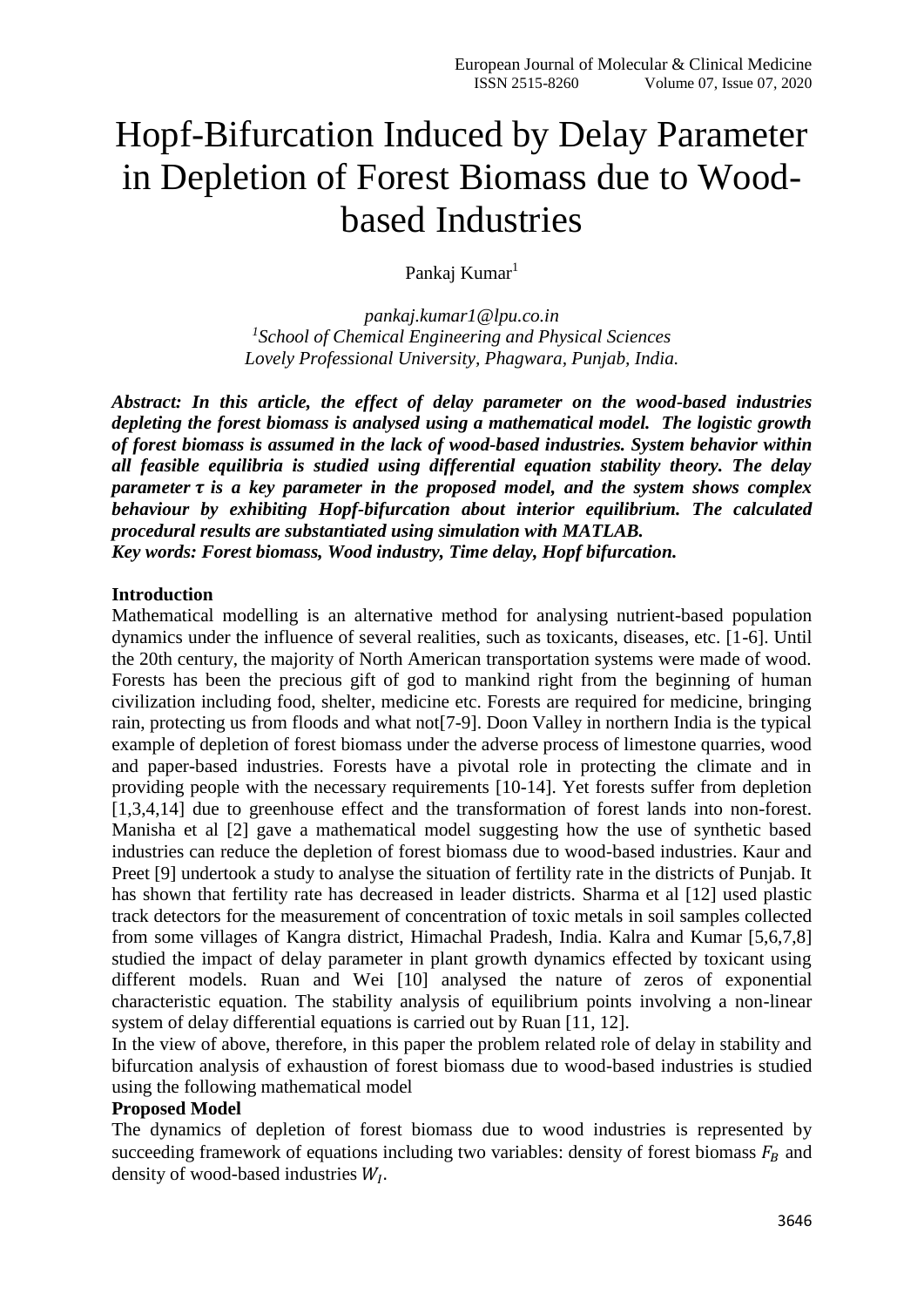# Hopf-Bifurcation Induced by Delay Parameter in Depletion of Forest Biomass due to Wood-based Industries

Pankaj Kumar[1]

*pankaj.kumar1@lpu.co.in*
*[1]School of Chemical Engineering and Physical Sciences*
*Lovely Professional University, Phagwara, Punjab, India.*

***Abstract: In this article, the effect of delay parameter on the wood-based industries depleting the forest biomass is analysed using a mathematical model. The logistic growth of forest biomass is assumed in the lack of wood-based industries. System behavior within all feasible equilibria is studied using differential equation stability theory. The delay parameter $\tau$ is a key parameter in the proposed model, and the system shows complex behaviour by exhibiting Hopf-bifurcation about interior equilibrium. The calculated procedural results are substantiated using simulation with MATLAB.***

***Key words: Forest biomass, Wood industry, Time delay, Hopf bifurcation.***

**Introduction**

Mathematical modelling is an alternative method for analysing nutrient-based population dynamics under the influence of several realities, such as toxicants, diseases, etc. [1-6]. Until the 20th century, the majority of North American transportation systems were made of wood. Forests has been the precious gift of god to mankind right from the beginning of human civilization including food, shelter, medicine etc. Forests are required for medicine, bringing rain, protecting us from floods and what not[7-9]. Doon Valley in northern India is the typical example of depletion of forest biomass under the adverse process of limestone quarries, wood and paper-based industries. Forests have a pivotal role in protecting the climate and in providing people with the necessary requirements [10-14]. Yet forests suffer from depletion [1,3,4,14] due to greenhouse effect and the transformation of forest lands into non-forest. Manisha et al [2] gave a mathematical model suggesting how the use of synthetic based industries can reduce the depletion of forest biomass due to wood-based industries. Kaur and Preet [9] undertook a study to analyse the situation of fertility rate in the districts of Punjab. It has shown that fertility rate has decreased in leader districts. Sharma et al [12] used plastic track detectors for the measurement of concentration of toxic metals in soil samples collected from some villages of Kangra district, Himachal Pradesh, India. Kalra and Kumar [5,6,7,8] studied the impact of delay parameter in plant growth dynamics effected by toxicant using different models. Ruan and Wei [10] analysed the nature of zeros of exponential characteristic equation. The stability analysis of equilibrium points involving a non-linear system of delay differential equations is carried out by Ruan [11, 12].

In the view of above, therefore, in this paper the problem related role of delay in stability and bifurcation analysis of exhaustion of forest biomass due to wood-based industries is studied using the following mathematical model

**Proposed Model**

The dynamics of depletion of forest biomass due to wood industries is represented by succeeding framework of equations including two variables: density of forest biomass $F_B$ and density of wood-based industries $W_I$.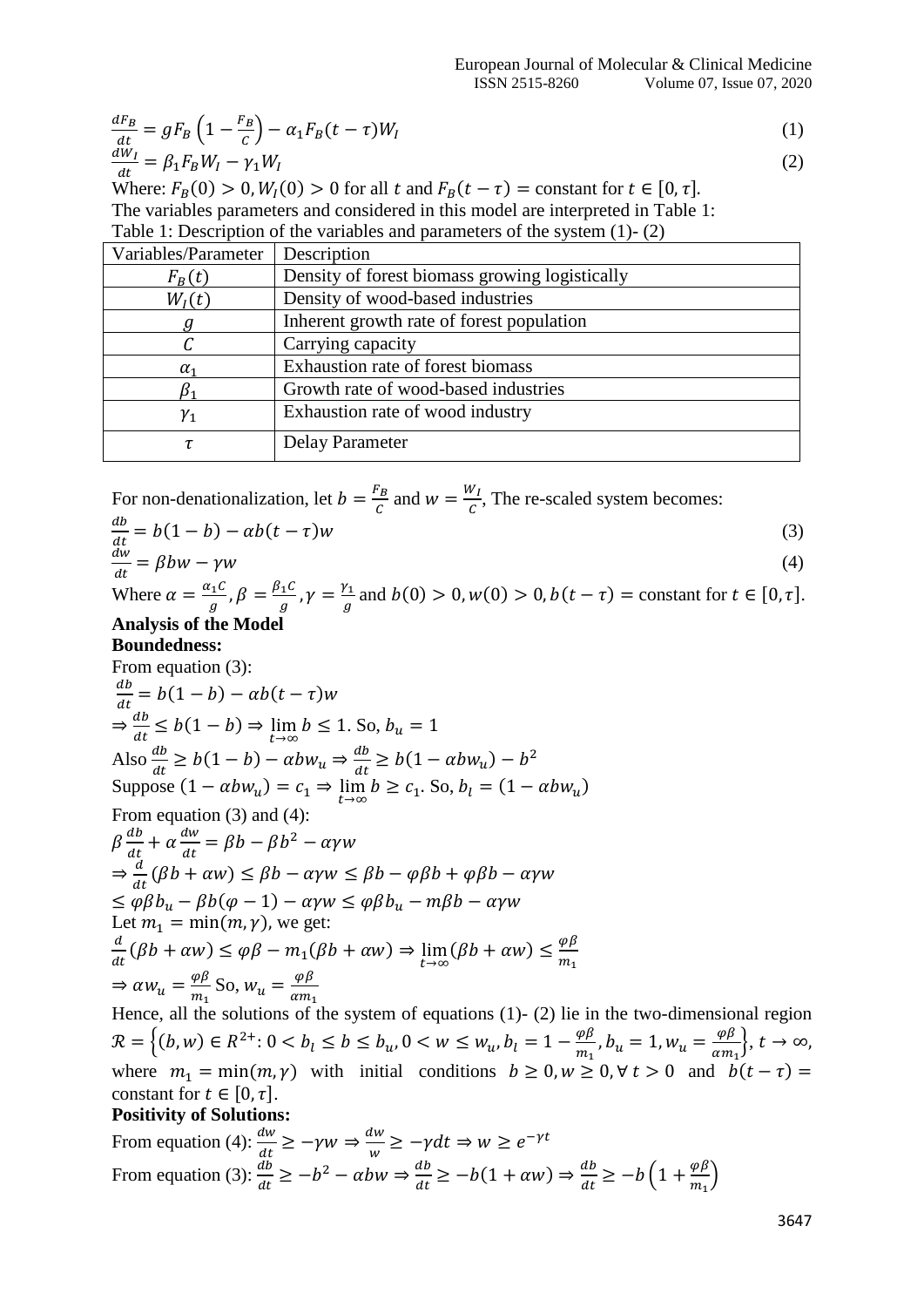$$\frac{dF_B}{dt} = gF_B\left(1 - \frac{F_B}{C}\right) - \alpha_1 F_B(t-\tau)W_I \tag{1}$$

$$\frac{dW_I}{dt} = \beta_1 F_B W_I - \gamma_1 W_I \tag{2}$$

Where: $F_B(0) > 0, W_I(0) > 0$ for all $t$ and $F_B(t-\tau) =$ constant for $t \in [0, \tau]$.

The variables parameters and considered in this model are interpreted in Table 1:

Table 1: Description of the variables and parameters of the system (1)- (2)

| Variables/Parameter | Description |
|---|---|
| $F_B(t)$ | Density of forest biomass growing logistically |
| $W_I(t)$ | Density of wood-based industries |
| $g$ | Inherent growth rate of forest population |
| $C$ | Carrying capacity |
| $\alpha_1$ | Exhaustion rate of forest biomass |
| $\beta_1$ | Growth rate of wood-based industries |
| $\gamma_1$ | Exhaustion rate of wood industry |
| $\tau$ | Delay Parameter |

For non-denationalization, let $b = \frac{F_B}{C}$ and $w = \frac{W_I}{C}$, The re-scaled system becomes:

$$\frac{db}{dt} = b(1-b) - \alpha b(t-\tau)w \tag{3}$$

$$\frac{dw}{dt} = \beta bw - \gamma w \tag{4}$$

Where $\alpha = \frac{\alpha_1 C}{g}, \beta = \frac{\beta_1 C}{g}, \gamma = \frac{\gamma_1}{g}$ and $b(0) > 0, w(0) > 0, b(t-\tau) =$ constant for $t \in [0, \tau]$.

**Analysis of the Model**

**Boundedness:**

From equation (3):

$\frac{db}{dt} = b(1-b) - \alpha b(t-\tau)w$

$\Rightarrow \frac{db}{dt} \leq b(1-b) \Rightarrow \lim_{t\to\infty} b \leq 1$. So, $b_u = 1$

Also $\frac{db}{dt} \geq b(1-b) - \alpha bw_u \Rightarrow \frac{db}{dt} \geq b(1 - \alpha bw_u) - b^2$

Suppose $(1 - \alpha bw_u) = c_1 \Rightarrow \lim_{t\to\infty} b \geq c_1$. So, $b_l = (1 - \alpha bw_u)$

From equation (3) and (4):

$\beta \frac{db}{dt} + \alpha \frac{dw}{dt} = \beta b - \beta b^2 - \alpha \gamma w$

$\Rightarrow \frac{d}{dt}(\beta b + \alpha w) \leq \beta b - \alpha \gamma w \leq \beta b - \varphi \beta b + \varphi \beta b - \alpha \gamma w$

$\leq \varphi \beta b_u - \beta b(\varphi - 1) - \alpha \gamma w \leq \varphi \beta b_u - m \beta b - \alpha \gamma w$

Let $m_1 = \min(m, \gamma)$, we get:

$\frac{d}{dt}(\beta b + \alpha w) \leq \varphi \beta - m_1(\beta b + \alpha w) \Rightarrow \lim_{t\to\infty}(\beta b + \alpha w) \leq \frac{\varphi \beta}{m_1}$

$\Rightarrow \alpha w_u = \frac{\varphi \beta}{m_1}$ So, $w_u = \frac{\varphi \beta}{\alpha m_1}$

Hence, all the solutions of the system of equations (1)- (2) lie in the two-dimensional region $\mathcal{R} = \left\{(b, w) \in R^{2+} : 0 < b_l \leq b \leq b_u, 0 < w \leq w_u, b_l = 1 - \frac{\varphi \beta}{m_1}, b_u = 1, w_u = \frac{\varphi \beta}{\alpha m_1}\right\}, t \to \infty$, where $m_1 = \min(m, \gamma)$ with initial conditions $b \geq 0, w \geq 0, \forall\, t > 0$ and $b(t-\tau) =$ constant for $t \in [0, \tau]$.

**Positivity of Solutions:**

From equation (4): $\frac{dw}{dt} \geq -\gamma w \Rightarrow \frac{dw}{w} \geq -\gamma dt \Rightarrow w \geq e^{-\gamma t}$

From equation (3): $\frac{db}{dt} \geq -b^2 - \alpha bw \Rightarrow \frac{db}{dt} \geq -b(1 + \alpha w) \Rightarrow \frac{db}{dt} \geq -b\left(1 + \frac{\varphi \beta}{m_1}\right)$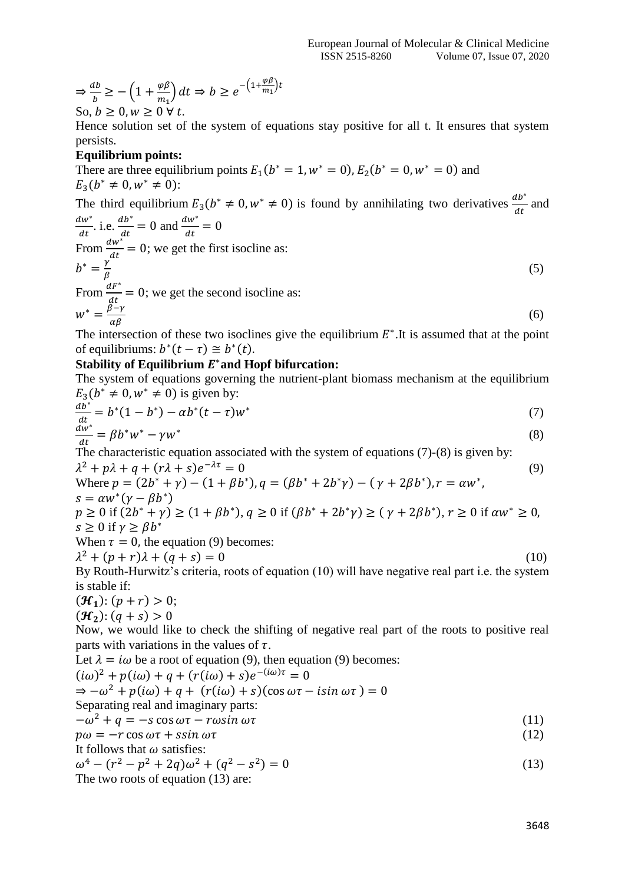$$\Rightarrow \frac{db}{b} \geq -\left(1+\frac{\varphi\beta}{m_1}\right)dt \Rightarrow b \geq e^{-\left(1+\frac{\varphi\beta}{m_1}\right)t}$$

So, $b \geq 0, w \geq 0 \; \forall \; t$.

Hence solution set of the system of equations stay positive for all t. It ensures that system persists.

**Equilibrium points:**

There are three equilibrium points $E_1(b^* = 1, w^* = 0)$, $E_2(b^* = 0, w^* = 0)$ and $E_3(b^* \neq 0, w^* \neq 0)$:

The third equilibrium $E_3(b^* \neq 0, w^* \neq 0)$ is found by annihilating two derivatives $\frac{db^*}{dt}$ and $\frac{dw^*}{dt}$. i.e. $\frac{db^*}{dt} = 0$ and $\frac{dw^*}{dt} = 0$

From $\frac{dw^*}{dt} = 0$; we get the first isocline as:

$$b^* = \frac{\gamma}{\beta} \tag{5}$$

From $\frac{dF^*}{dt} = 0$; we get the second isocline as:

$$w^* = \frac{\beta-\gamma}{\alpha\beta} \tag{6}$$

The intersection of these two isoclines give the equilibrium $E^*$.It is assumed that at the point of equilibriums: $b^*(t-\tau) \cong b^*(t)$.

**Stability of Equilibrium $E^*$ and Hopf bifurcation:**

The system of equations governing the nutrient-plant biomass mechanism at the equilibrium $E_3(b^* \neq 0, w^* \neq 0)$ is given by:

$$\frac{db^*}{dt} = b^*(1-b^*) - \alpha b^*(t-\tau)w^* \tag{7}$$

$$\frac{dw^*}{dt} = \beta b^* w^* - \gamma w^* \tag{8}$$

The characteristic equation associated with the system of equations (7)-(8) is given by:

$$\lambda^2 + p\lambda + q + (r\lambda + s)e^{-\lambda\tau} = 0 \tag{9}$$

Where $p = (2b^* + \gamma) - (1 + \beta b^*)$, $q = (\beta b^* + 2b^*\gamma) - (\gamma + 2\beta b^*)$, $r = \alpha w^*$, $s = \alpha w^*(\gamma - \beta b^*)$

$p \geq 0$ if $(2b^* + \gamma) \geq (1 + \beta b^*)$, $q \geq 0$ if $(\beta b^* + 2b^*\gamma) \geq (\gamma + 2\beta b^*)$, $r \geq 0$ if $\alpha w^* \geq 0$, $s \geq 0$ if $\gamma \geq \beta b^*$

When $\tau = 0$, the equation (9) becomes:

$$\lambda^2 + (p+r)\lambda + (q+s) = 0 \tag{10}$$

By Routh-Hurwitz's criteria, roots of equation (10) will have negative real part i.e. the system is stable if:

$(\mathcal{H}_1)$: $(p+r) > 0$;

$(\mathcal{H}_2)$: $(q+s) > 0$

Now, we would like to check the shifting of negative real part of the roots to positive real parts with variations in the values of $\tau$.

Let $\lambda = i\omega$ be a root of equation (9), then equation (9) becomes:

$$(i\omega)^2 + p(i\omega) + q + (r(i\omega) + s)e^{-(i\omega)\tau} = 0$$

$$\Rightarrow -\omega^2 + p(i\omega) + q + (r(i\omega) + s)(\cos\omega\tau - i\sin\omega\tau) = 0$$

Separating real and imaginary parts:

$$-\omega^2 + q = -s\cos\omega\tau - r\omega\sin\omega\tau \tag{11}$$

$$p\omega = -r\cos\omega\tau + s\sin\omega\tau \tag{12}$$

It follows that $\omega$ satisfies:

$$\omega^4 - (r^2 - p^2 + 2q)\omega^2 + (q^2 - s^2) = 0 \tag{13}$$

The two roots of equation (13) are: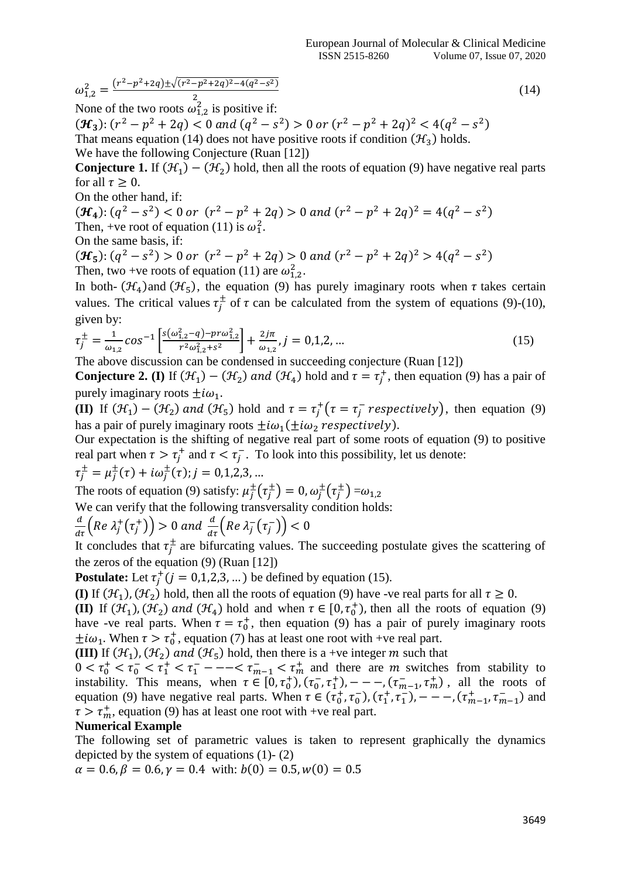$$\omega_{1,2}^2 = \frac{(r^2-p^2+2q)\pm\sqrt{(r^2-p^2+2q)^2-4(q^2-s^2)}}{2} \tag{14}$$

None of the two roots $\omega_{1,2}^2$ is positive if:

$(\mathcal{H}_3)$: $(r^2-p^2+2q) < 0$ and $(q^2-s^2) > 0$ or $(r^2-p^2+2q)^2 < 4(q^2-s^2)$

That means equation (14) does not have positive roots if condition $(\mathcal{H}_3)$ holds.

We have the following Conjecture (Ruan [12])

**Conjecture 1.** If $(\mathcal{H}_1)-(\mathcal{H}_2)$ hold, then all the roots of equation (9) have negative real parts for all $\tau \geq 0$.

On the other hand, if:

$(\mathcal{H}_4)$: $(q^2-s^2) < 0$ or $(r^2-p^2+2q) > 0$ and $(r^2-p^2+2q)^2 = 4(q^2-s^2)$

Then, +ve root of equation (11) is $\omega_1^2$.

On the same basis, if:

$(\mathcal{H}_5)$: $(q^2-s^2) > 0$ or $(r^2-p^2+2q) > 0$ and $(r^2-p^2+2q)^2 > 4(q^2-s^2)$

Then, two +ve roots of equation (11) are $\omega_{1,2}^2$.

In both- $(\mathcal{H}_4)$ and $(\mathcal{H}_5)$, the equation (9) has purely imaginary roots when $\tau$ takes certain values. The critical values $\tau_j^{\pm}$ of $\tau$ can be calculated from the system of equations (9)-(10), given by:

$$\tau_j^{\pm} = \frac{1}{\omega_{1,2}} \cos^{-1}\left[\frac{s(\omega_{1,2}^2-q)-pr\omega_{1,2}^2}{r^2\omega_{1,2}^2+s^2}\right] + \frac{2j\pi}{\omega_{1,2}}, j = 0,1,2,\ldots \tag{15}$$

The above discussion can be condensed in succeeding conjecture (Ruan [12])

**Conjecture 2. (I)** If $(\mathcal{H}_1)-(\mathcal{H}_2)$ and $(\mathcal{H}_4)$ hold and $\tau = \tau_j^+$, then equation (9) has a pair of purely imaginary roots $\pm i\omega_1$.

**(II)** If $(\mathcal{H}_1)-(\mathcal{H}_2)$ and $(\mathcal{H}_5)$ hold and $\tau = \tau_j^+ (\tau = \tau_j^-$ respectively$)$, then equation (9) has a pair of purely imaginary roots $\pm i\omega_1 (\pm i\omega_2$ respectively$)$.

Our expectation is the shifting of negative real part of some roots of equation (9) to positive real part when $\tau > \tau_j^+$ and $\tau < \tau_j^-$. To look into this possibility, let us denote:

$\tau_j^{\pm} = \mu_j^{\pm}(\tau) + i\omega_j^{\pm}(\tau); j = 0,1,2,3,\ldots$

The roots of equation (9) satisfy: $\mu_j^{\pm}(\tau_j^{\pm}) = 0, \omega_j^{\pm}(\tau_j^{\pm}) = \omega_{1,2}$

We can verify that the following transversality condition holds:

$\frac{d}{d\tau}\left(Re\, \lambda_j^+(\tau_j^+)\right) > 0$ and $\frac{d}{d\tau}\left(Re\, \lambda_j^-(\tau_j^-)\right) < 0$

It concludes that $\tau_j^{\pm}$ are bifurcating values. The succeeding postulate gives the scattering of the zeros of the equation (9) (Ruan [12])

**Postulate:** Let $\tau_j^+ (j = 0,1,2,3,\ldots)$ be defined by equation (15).

**(I)** If $(\mathcal{H}_1), (\mathcal{H}_2)$ hold, then all the roots of equation (9) have -ve real parts for all $\tau \geq 0$.

**(II)** If $(\mathcal{H}_1), (\mathcal{H}_2)$ and $(\mathcal{H}_4)$ hold and when $\tau \in [0, \tau_0^+)$, then all the roots of equation (9) have -ve real parts. When $\tau = \tau_0^+$, then equation (9) has a pair of purely imaginary roots $\pm i\omega_1$. When $\tau > \tau_0^+$, equation (7) has at least one root with +ve real part.

**(III)** If $(\mathcal{H}_1), (\mathcal{H}_2)$ and $(\mathcal{H}_5)$ hold, then there is a +ve integer $m$ such that $0 < \tau_0^+ < \tau_0^- < \tau_1^+ < \tau_1^- --- < \tau_{m-1}^- < \tau_m^+$ and there are $m$ switches from stability to instability. This means, when $\tau \in [0, \tau_0^+), (\tau_0^-, \tau_1^+), ---, (\tau_{m-1}^-, \tau_m^+)$, all the roots of equation (9) have negative real parts. When $\tau \in (\tau_0^+, \tau_0^-), (\tau_1^+, \tau_1^-), ---, (\tau_{m-1}^+, \tau_{m-1}^-)$ and $\tau > \tau_m^+$, equation (9) has at least one root with +ve real part.

**Numerical Example**

The following set of parametric values is taken to represent graphically the dynamics depicted by the system of equations (1)- (2)

$\alpha = 0.6, \beta = 0.6, \gamma = 0.4$ with: $b(0) = 0.5, w(0) = 0.5$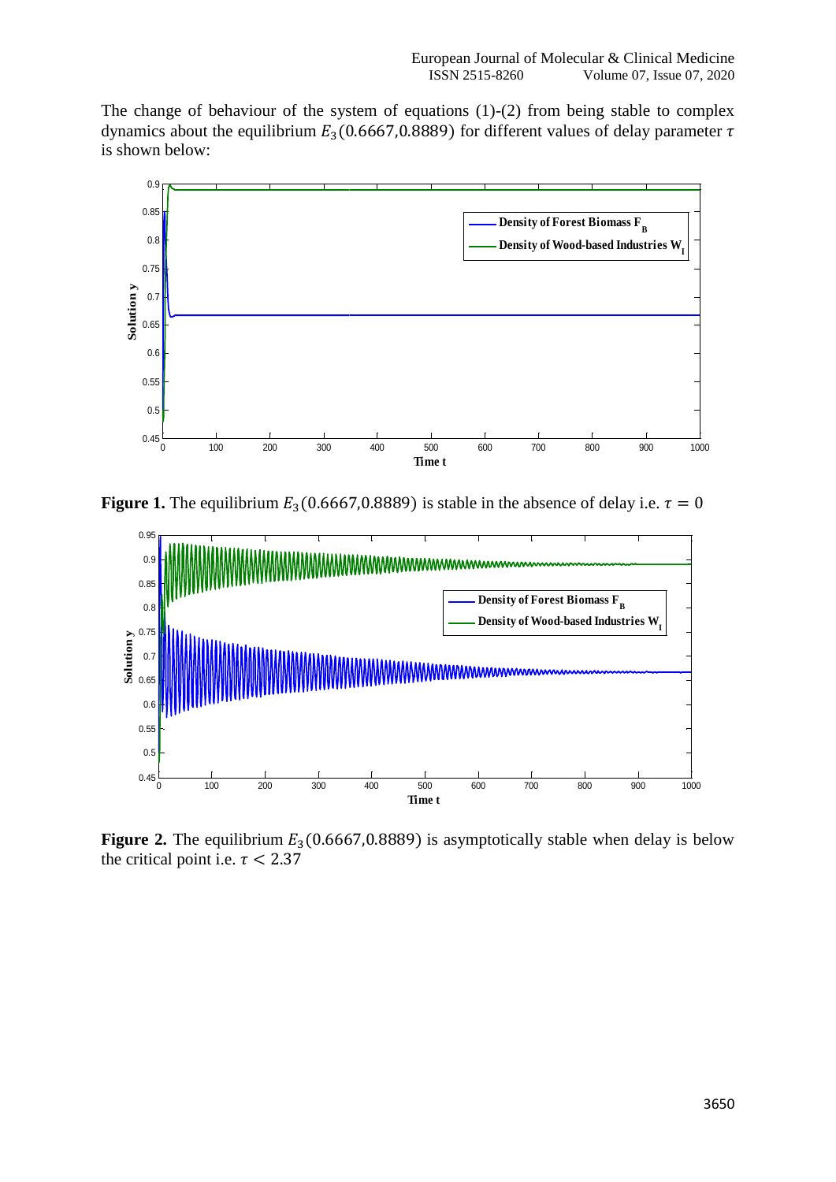The change of behaviour of the system of equations (1)-(2) from being stable to complex dynamics about the equilibrium $E_3(0.6667, 0.8889)$ for different values of delay parameter $\tau$ is shown below:

Density of Forest Biomass $F_B$

Density of Wood-based Industries $W_I$

Solution y

Time t

0.45
0.5
0.55
0.6
0.65
0.7
0.75
0.8
0.85
0.9

0
100
200
300
400
500
600
700
800
900
1000

**Figure 1.** The equilibrium $E_3(0.6667, 0.8889)$ is stable in the absence of delay i.e. $\tau = 0$

Density of Forest Biomass $F_B$

Density of Wood-based Industries $W_I$

Solution y

Time t

0.45
0.5
0.55
0.6
0.65
0.7
0.75
0.8
0.85
0.9
0.95

0
100
200
300
400
500
600
700
800
900
1000

**Figure 2.** The equilibrium $E_3(0.6667, 0.8889)$ is asymptotically stable when delay is below the critical point i.e. $\tau < 2.37$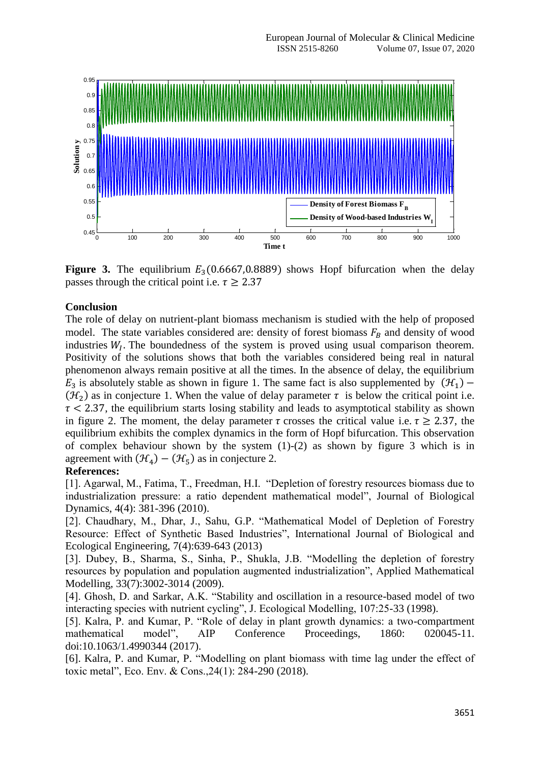0.95
0.9
0.85
0.8
0.75
0.7
0.65
0.6
0.55
0.5
0.45

Solution y

0 100 200 300 400 500 600 700 800 900 1000

Time t

Density of Forest Biomass $F_B$

Density of Wood-based Industries $W_I$

**Figure 3.** The equilibrium $E_3(0.6667, 0.8889)$ shows Hopf bifurcation when the delay passes through the critical point i.e. $\tau \geq 2.37$

## Conclusion

The role of delay on nutrient-plant biomass mechanism is studied with the help of proposed model. The state variables considered are: density of forest biomass $F_B$ and density of wood industries $W_I$. The boundedness of the system is proved using usual comparison theorem. Positivity of the solutions shows that both the variables considered being real in natural phenomenon always remain positive at all the times. In the absence of delay, the equilibrium $E_3$ is absolutely stable as shown in figure 1. The same fact is also supplemented by $(\mathcal{H}_1) - (\mathcal{H}_2)$ as in conjecture 1. When the value of delay parameter $\tau$ is below the critical point i.e. $\tau < 2.37$, the equilibrium starts losing stability and leads to asymptotical stability as shown in figure 2. The moment, the delay parameter $\tau$ crosses the critical value i.e. $\tau \geq 2.37$, the equilibrium exhibits the complex dynamics in the form of Hopf bifurcation. This observation of complex behaviour shown by the system (1)-(2) as shown by figure 3 which is in agreement with $(\mathcal{H}_4) - (\mathcal{H}_5)$ as in conjecture 2.

## References:

[1]. Agarwal, M., Fatima, T., Freedman, H.I. "Depletion of forestry resources biomass due to industrialization pressure: a ratio dependent mathematical model", Journal of Biological Dynamics, 4(4): 381-396 (2010).

[2]. Chaudhary, M., Dhar, J., Sahu, G.P. "Mathematical Model of Depletion of Forestry Resource: Effect of Synthetic Based Industries", International Journal of Biological and Ecological Engineering, 7(4):639-643 (2013)

[3]. Dubey, B., Sharma, S., Sinha, P., Shukla, J.B. "Modelling the depletion of forestry resources by population and population augmented industrialization", Applied Mathematical Modelling, 33(7):3002-3014 (2009).

[4]. Ghosh, D. and Sarkar, A.K. "Stability and oscillation in a resource-based model of two interacting species with nutrient cycling", J. Ecological Modelling, 107:25-33 (1998).

[5]. Kalra, P. and Kumar, P. "Role of delay in plant growth dynamics: a two-compartment mathematical model", AIP Conference Proceedings, 1860: 020045-11. doi:10.1063/1.4990344 (2017).

[6]. Kalra, P. and Kumar, P. "Modelling on plant biomass with time lag under the effect of toxic metal", Eco. Env. & Cons.,24(1): 284-290 (2018).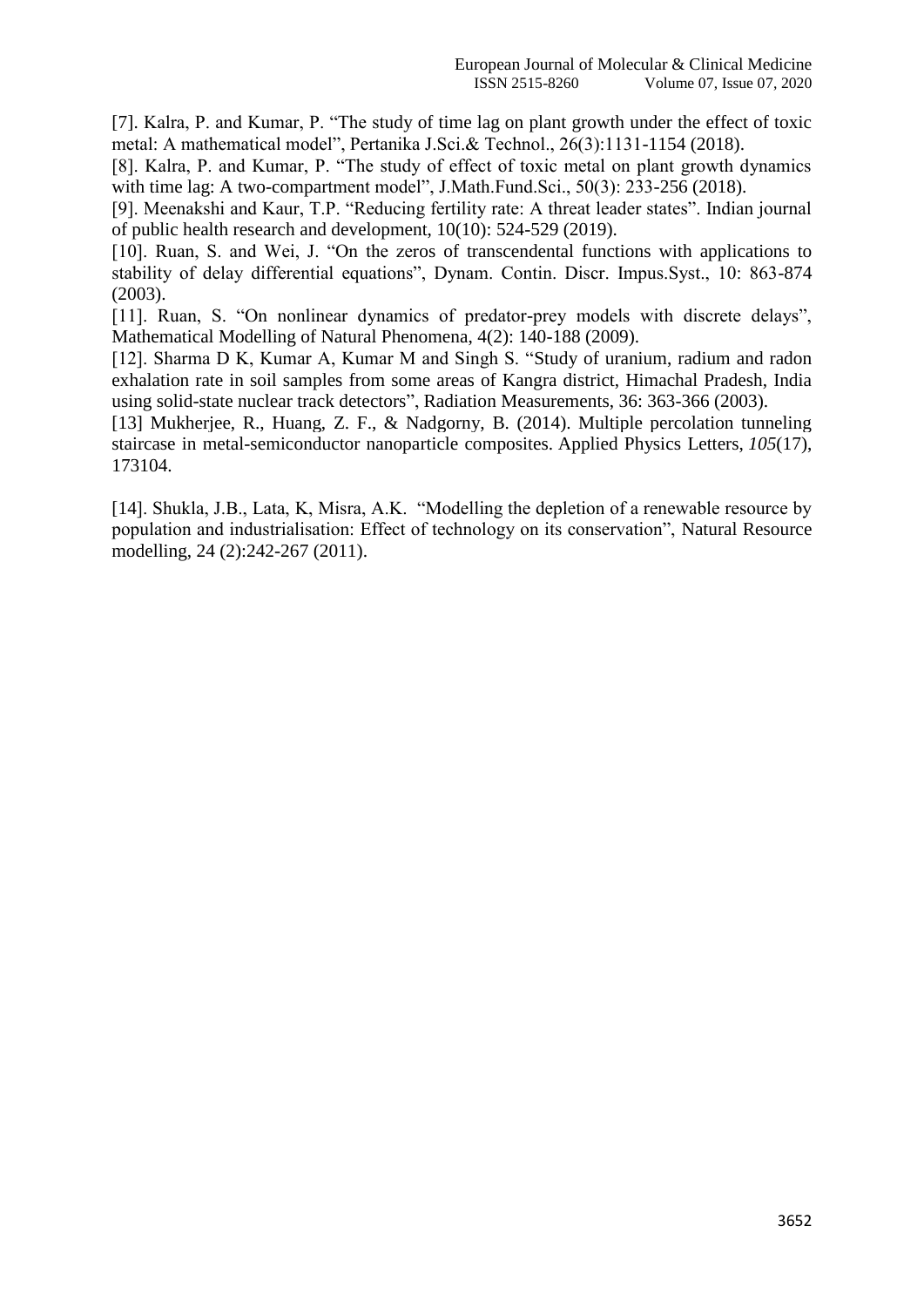[7]. Kalra, P. and Kumar, P. "The study of time lag on plant growth under the effect of toxic metal: A mathematical model", Pertanika J.Sci.& Technol., 26(3):1131-1154 (2018).

[8]. Kalra, P. and Kumar, P. "The study of effect of toxic metal on plant growth dynamics with time lag: A two-compartment model", J.Math.Fund.Sci., 50(3): 233-256 (2018).

[9]. Meenakshi and Kaur, T.P. "Reducing fertility rate: A threat leader states". Indian journal of public health research and development, 10(10): 524-529 (2019).

[10]. Ruan, S. and Wei, J. "On the zeros of transcendental functions with applications to stability of delay differential equations", Dynam. Contin. Discr. Impus.Syst., 10: 863-874 (2003).

[11]. Ruan, S. "On nonlinear dynamics of predator-prey models with discrete delays", Mathematical Modelling of Natural Phenomena, 4(2): 140-188 (2009).

[12]. Sharma D K, Kumar A, Kumar M and Singh S. "Study of uranium, radium and radon exhalation rate in soil samples from some areas of Kangra district, Himachal Pradesh, India using solid-state nuclear track detectors", Radiation Measurements, 36: 363-366 (2003).

[13] Mukherjee, R., Huang, Z. F., & Nadgorny, B. (2014). Multiple percolation tunneling staircase in metal-semiconductor nanoparticle composites. Applied Physics Letters, *105*(17), 173104.

[14]. Shukla, J.B., Lata, K, Misra, A.K. "Modelling the depletion of a renewable resource by population and industrialisation: Effect of technology on its conservation", Natural Resource modelling, 24 (2):242-267 (2011).